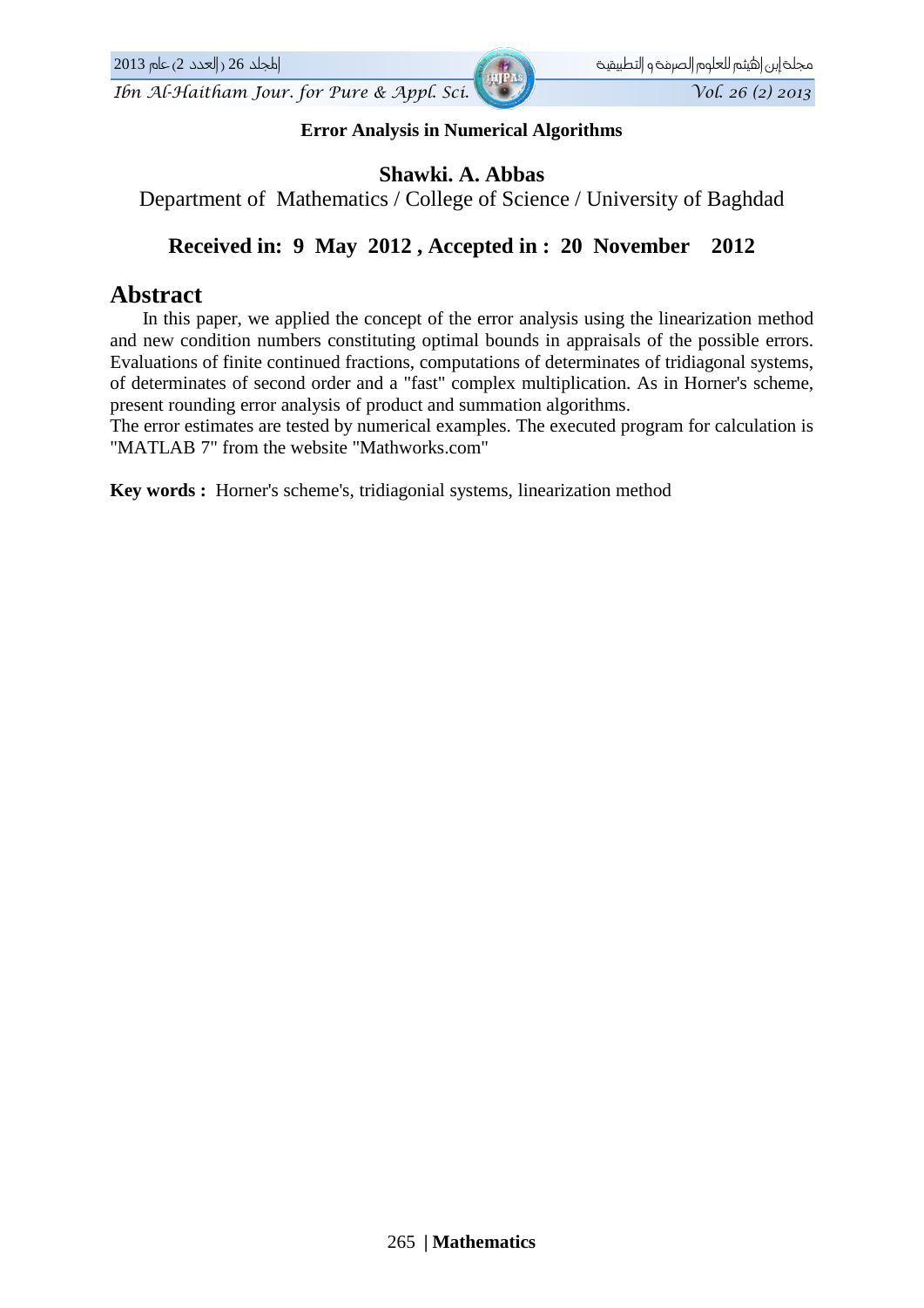**Error Analysis in Numerical Algorithms**

**Shawki. A. Abbas**

Department of Mathematics / College of Science / University of Baghdad

**Received in: 9 May 2012 , Accepted in : 20 November 2012**

# Abstract

In this paper, we applied the concept of the error analysis using the linearization method and new condition numbers constituting optimal bounds in appraisals of the possible errors. Evaluations of finite continued fractions, computations of determinates of tridiagonal systems, of determinates of second order and a "fast" complex multiplication. As in Horner's scheme, present rounding error analysis of product and summation algorithms.

The error estimates are tested by numerical examples. The executed program for calculation is "MATLAB 7" from the website "Mathworks.com"

**Key words :** Horner's scheme's, tridiagonial systems, linearization method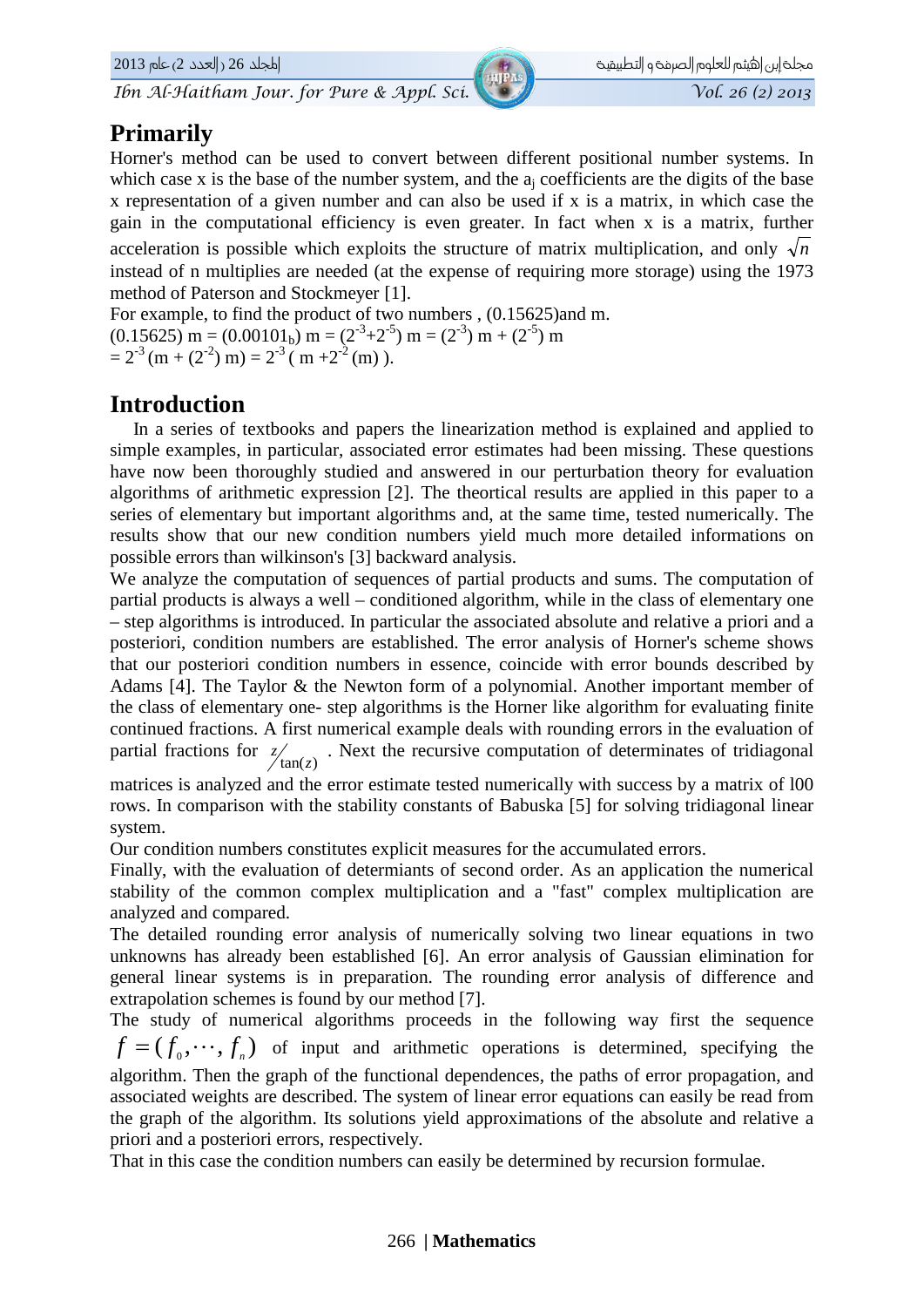## Primarily

Horner's method can be used to convert between different positional number systems. In which case x is the base of the number system, and the $a_j$ coefficients are the digits of the base x representation of a given number and can also be used if x is a matrix, in which case the gain in the computational efficiency is even greater. In fact when x is a matrix, further acceleration is possible which exploits the structure of matrix multiplication, and only $\sqrt{n}$ instead of n multiplies are needed (at the expense of requiring more storage) using the 1973 method of Paterson and Stockmeyer [1].

For example, to find the product of two numbers , (0.15625)and m.

$(0.15625)\ m = (0.00101_b)\ m = (2^{-3}+2^{-5})\ m = (2^{-3})\ m + (2^{-5})\ m$

$= 2^{-3}\ (m + (2^{-2})\ m) = 2^{-3}\ (\ m + 2^{-2}\ (m)\ ).$

## Introduction

In a series of textbooks and papers the linearization method is explained and applied to simple examples, in particular, associated error estimates had been missing. These questions have now been thoroughly studied and answered in our perturbation theory for evaluation algorithms of arithmetic expression [2]. The theortical results are applied in this paper to a series of elementary but important algorithms and, at the same time, tested numerically. The results show that our new condition numbers yield much more detailed informations on possible errors than wilkinson's [3] backward analysis.

We analyze the computation of sequences of partial products and sums. The computation of partial products is always a well – conditioned algorithm, while in the class of elementary one – step algorithms is introduced. In particular the associated absolute and relative a priori and a posteriori, condition numbers are established. The error analysis of Horner's scheme shows that our posteriori condition numbers in essence, coincide with error bounds described by Adams [4]. The Taylor & the Newton form of a polynomial. Another important member of the class of elementary one- step algorithms is the Horner like algorithm for evaluating finite continued fractions. A first numerical example deals with rounding errors in the evaluation of partial fractions for $z/\tan(z)$ . Next the recursive computation of determinates of tridiagonal matrices is analyzed and the error estimate tested numerically with success by a matrix of l00 rows. In comparison with the stability constants of Babuska [5] for solving tridiagonal linear system.

Our condition numbers constitutes explicit measures for the accumulated errors.

Finally, with the evaluation of determiants of second order. As an application the numerical stability of the common complex multiplication and a "fast" complex multiplication are analyzed and compared.

The detailed rounding error analysis of numerically solving two linear equations in two unknowns has already been established [6]. An error analysis of Gaussian elimination for general linear systems is in preparation. The rounding error analysis of difference and extrapolation schemes is found by our method [7].

The study of numerical algorithms proceeds in the following way first the sequence $f = (f_0, \cdots, f_n)$ of input and arithmetic operations is determined, specifying the algorithm. Then the graph of the functional dependences, the paths of error propagation, and associated weights are described. The system of linear error equations can easily be read from the graph of the algorithm. Its solutions yield approximations of the absolute and relative a priori and a posteriori errors, respectively.

That in this case the condition numbers can easily be determined by recursion formulae.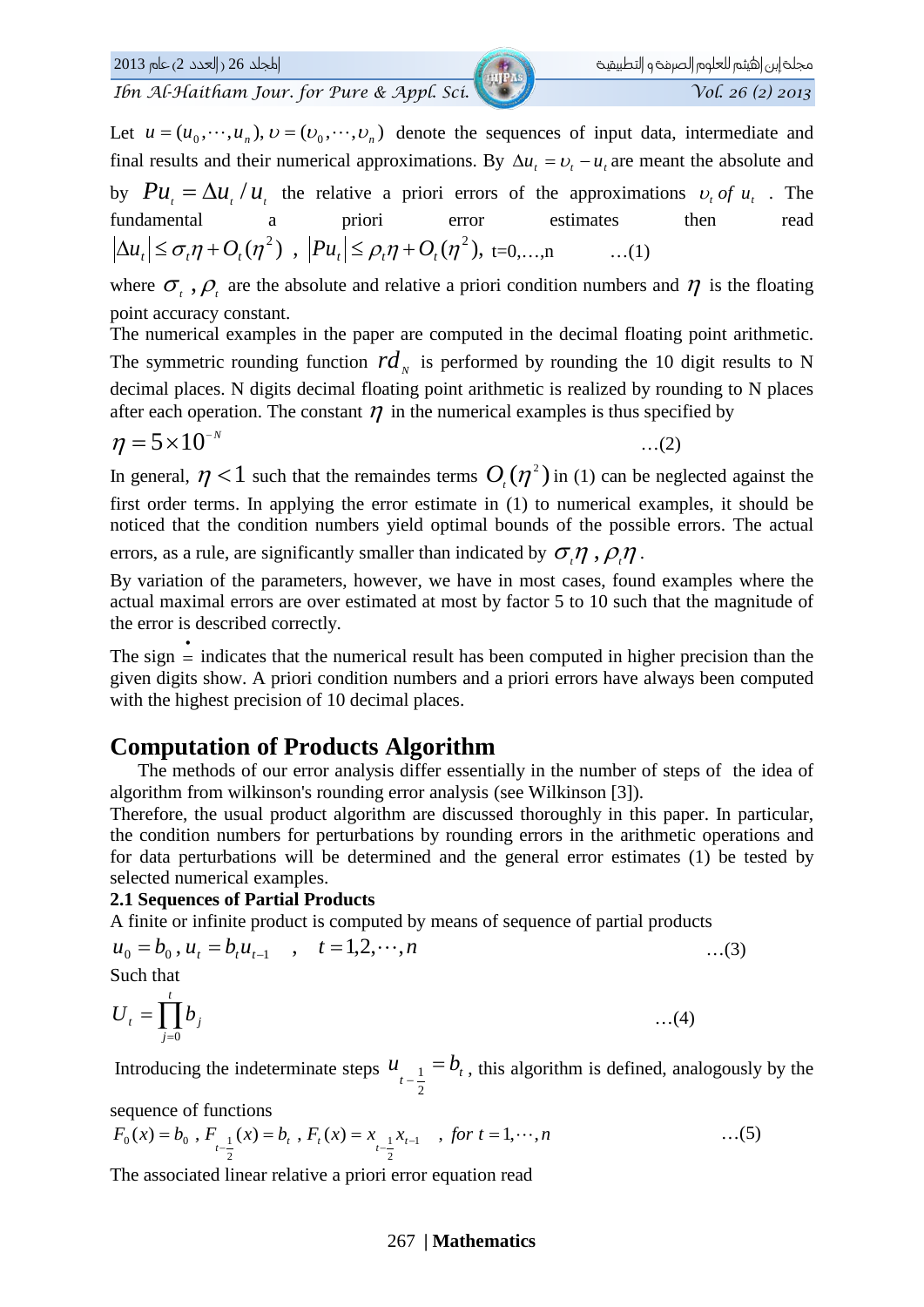Let $u = (u_0, \cdots, u_n)$, $\upsilon = (\upsilon_0, \cdots, \upsilon_n)$ denote the sequences of input data, intermediate and final results and their numerical approximations. By $\Delta u_t = \upsilon_t - u_t$ are meant the absolute and by $Pu_t = \Delta u_t / u_t$ the relative a priori errors of the approximations $\upsilon_t$ *of* $u_t$. The fundamental a priori error estimates then read

$$|\Delta u_t| \leq \sigma_t \eta + O_t(\eta^2) \ , \ |Pu_t| \leq \rho_t \eta + O_t(\eta^2), \ \text{t=0,…,n} \qquad \ldots(1)$$

where $\sigma_t$, $\rho_t$ are the absolute and relative a priori condition numbers and $\eta$ is the floating point accuracy constant.

The numerical examples in the paper are computed in the decimal floating point arithmetic. The symmetric rounding function $rd_N$ is performed by rounding the 10 digit results to N decimal places. N digits decimal floating point arithmetic is realized by rounding to N places after each operation. The constant $\eta$ in the numerical examples is thus specified by

$$\eta = 5 \times 10^{-N} \qquad \ldots(2)$$

In general, $\eta < 1$ such that the remaindes terms $O_t(\eta^2)$ in (1) can be neglected against the first order terms. In applying the error estimate in (1) to numerical examples, it should be noticed that the condition numbers yield optimal bounds of the possible errors. The actual errors, as a rule, are significantly smaller than indicated by $\sigma_t \eta$, $\rho_t \eta$.

By variation of the parameters, however, we have in most cases, found examples where the actual maximal errors are over estimated at most by factor 5 to 10 such that the magnitude of the error is described correctly.

The sign $\doteq$ indicates that the numerical result has been computed in higher precision than the given digits show. A priori condition numbers and a priori errors have always been computed with the highest precision of 10 decimal places.

## Computation of Products Algorithm

The methods of our error analysis differ essentially in the number of steps of the idea of algorithm from wilkinson's rounding error analysis (see Wilkinson [3]).

Therefore, the usual product algorithm are discussed thoroughly in this paper. In particular, the condition numbers for perturbations by rounding errors in the arithmetic operations and for data perturbations will be determined and the general error estimates (1) be tested by selected numerical examples.

### 2.1 Sequences of Partial Products

A finite or infinite product is computed by means of sequence of partial products

$$u_0 = b_0 \, , u_t = b_t u_{t-1} \quad , \quad t = 1,2,\cdots,n \qquad \ldots(3)$$

Such that

$$U_t = \prod_{j=0}^{t} b_j \qquad \ldots(4)$$

Introducing the indeterminate steps $u_{t-\frac{1}{2}} = b_t$, this algorithm is defined, analogously by the sequence of functions

$$F_0(x) = b_0 \ , \ F_{t-\frac{1}{2}}(x) = b_t \ , \ F_t(x) = x_{t-\frac{1}{2}} x_{t-1} \quad , \ for \ t = 1, \cdots, n \qquad \ldots(5)$$

The associated linear relative a priori error equation read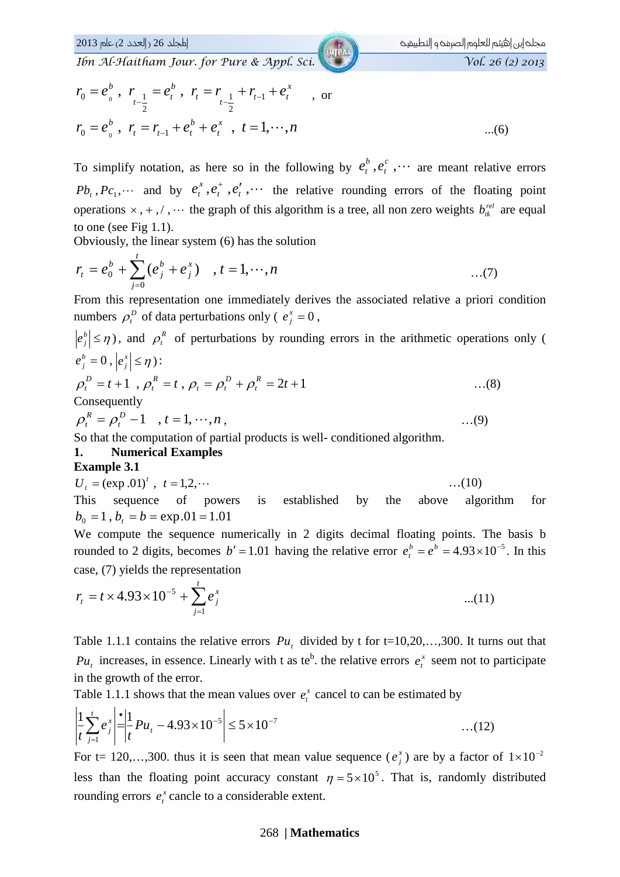$$r_0 = e^b_{_0}\ ,\ r_{t-\frac{1}{2}} = e^b_t\ ,\ r_t = r_{t-\frac{1}{2}} + r_{t-1} + e^x_t \quad \text{, or}$$

$$r_0 = e^b_{_0}\ ,\ r_t = r_{t-1} + e^b_t + e^x_t\ ,\ t = 1,\cdots,n \qquad \text{...(6)}$$

To simplify notation, as here so in the following by $e_t^b, e_t^c, \cdots$ are meant relative errors $Pb_t, Pc_1, \cdots$ and by $e_t^x, e_t^+, e_t', \cdots$ the relative rounding errors of the floating point operations $\times, +, /, \cdots$ the graph of this algorithm is a tree, all non zero weights $b_{tk}^{rel}$ are equal to one (see Fig 1.1).

Obviously, the linear system (6) has the solution

$$r_t = e_0^b + \sum_{j=0}^{t} (e_j^b + e_j^x) \quad , t = 1, \cdots, n \qquad \text{...(7)}$$

From this representation one immediately derives the associated relative a priori condition numbers $\rho_t^D$ of data perturbations only ( $e_j^x = 0$ , $|e_j^b| \le \eta$ ), and $\rho_t^R$ of perturbations by rounding errors in the arithmetic operations only ( $e_j^b = 0$ , $|e_j^x| \le \eta$ ):

$$\rho_t^D = t + 1\ ,\ \rho_t^R = t\ ,\ \rho_t = \rho_t^D + \rho_t^R = 2t + 1 \qquad \text{...(8)}$$

Consequently

$$\rho_t^R = \rho_t^D - 1 \quad , t = 1, \cdots, n\ , \qquad \text{...(9)}$$

So that the computation of partial products is well- conditioned algorithm.

## 1. Numerical Examples

**Example 3.1**

$$U_t = (\exp .01)^t\ ,\ t = 1, 2, \cdots \qquad \text{...(10)}$$

This sequence of powers is established by the above algorithm for $b_0 = 1$ , $b_t = b = \exp .01 = 1.01$

We compute the sequence numerically in 2 digits decimal floating points. The basis b rounded to 2 digits, becomes $b' = 1.01$ having the relative error $e_t^b = e^b = 4.93 \times 10^{-5}$. In this case, (7) yields the representation

$$r_t = t \times 4.93 \times 10^{-5} + \sum_{j=1}^{t} e_j^x \qquad \text{...(11)}$$

Table 1.1.1 contains the relative errors $Pu_t$ divided by t for t=10,20,…,300. It turns out that $Pu_t$ increases, in essence. Linearly with t as $te^b$. the relative errors $e_t^x$ seem not to participate in the growth of the error.

Table 1.1.1 shows that the mean values over $e_t^x$ cancel to can be estimated by

$$\left| \frac{1}{t} \sum_{j=1}^{t} e_j^x \right| \overset{\bullet}{=} \left| \frac{1}{t} Pu_t - 4.93 \times 10^{-5} \right| \le 5 \times 10^{-7} \qquad \text{...(12)}$$

For t= 120,…,300. thus it is seen that mean value sequence ( $e_j^x$ ) are by a factor of $1 \times 10^{-2}$ less than the floating point accuracy constant $\eta = 5 \times 10^5$. That is, randomly distributed rounding errors $e_t^x$ cancle to a considerable extent.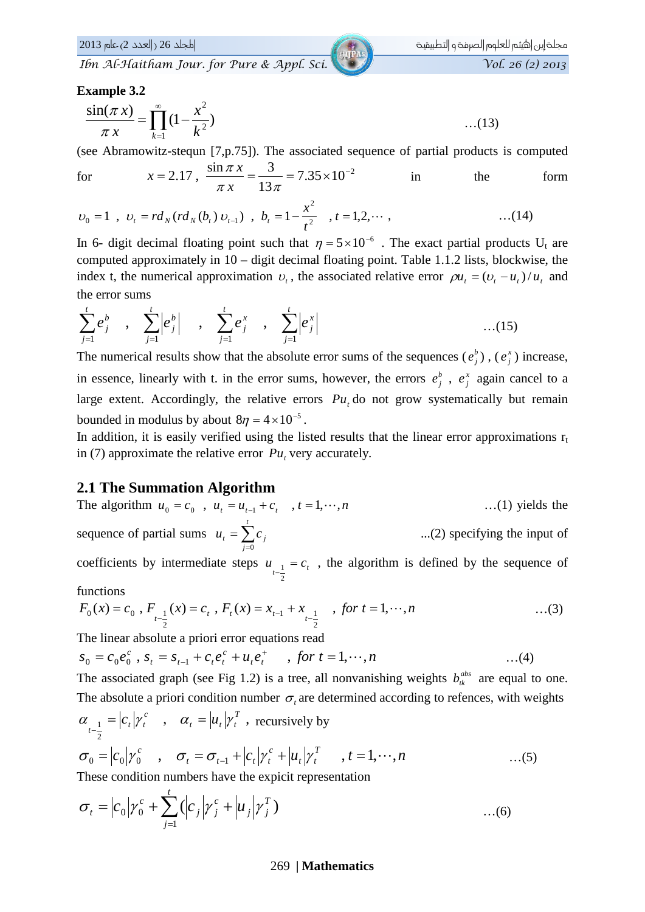**Example 3.2**

$$\frac{\sin(\pi x)}{\pi x} = \prod_{k=1}^{\infty}(1-\frac{x^2}{k^2}) \qquad \ldots(13)$$

(see Abramowitz-stequn [7,p.75]). The associated sequence of partial products is computed for $x = 2.17$, $\frac{\sin \pi x}{\pi x} = \frac{3}{13\pi} = 7.35\times10^{-2}$ in the form

$$\upsilon_0 = 1 \ , \ \upsilon_t = rd_N(rd_N(b_t)\,\upsilon_{t-1}) \ , \ b_t = 1-\frac{x^2}{t^2} \quad , t = 1,2,\cdots , \qquad \ldots(14)$$

In 6- digit decimal floating point such that $\eta = 5\times10^{-6}$ . The exact partial products $U_t$ are computed approximately in 10 – digit decimal floating point. Table 1.1.2 lists, blockwise, the index t, the numerical approximation $\upsilon_t$, the associated relative error $\rho u_t = (\upsilon_t - u_t)/u_t$ and the error sums

$$\sum_{j=1}^{t} e_j^b \quad , \quad \sum_{j=1}^{t} \left|e_j^b\right| \quad , \quad \sum_{j=1}^{t} e_j^x \quad , \quad \sum_{j=1}^{t} \left|e_j^x\right| \qquad \ldots(15)$$

The numerical results show that the absolute error sums of the sequences $(e_j^b)$ , $(e_j^x)$ increase, in essence, linearly with t. in the error sums, however, the errors $e_j^b$ , $e_j^x$ again cancel to a large extent. Accordingly, the relative errors $Pu_t$ do not grow systematically but remain bounded in modulus by about $8\eta = 4\times10^{-5}$.

In addition, it is easily verified using the listed results that the linear error approximations $r_t$ in (7) approximate the relative error $Pu_t$ very accurately.

## 2.1 The Summation Algorithm

The algorithm $u_0 = c_0$ , $u_t = u_{t-1} + c_t$ , $t = 1,\cdots,n$ ...(1) yields the sequence of partial sums $u_t = \sum_{j=0}^{t} c_j$ ...(2) specifying the input of coefficients by intermediate steps $u_{t-\frac{1}{2}} = c_t$ , the algorithm is defined by the sequence of functions

$$F_0(x) = c_0 \ , F_{t-\frac{1}{2}}(x) = c_t \ , F_t(x) = x_{t-1} + x_{t-\frac{1}{2}} \quad , \ for \ t = 1,\cdots,n \qquad \ldots(3)$$

The linear absolute a priori error equations read

$$s_0 = c_0 e_0^c \ , s_t = s_{t-1} + c_t e_t^c + u_t e_t^+ \quad , \ for \ t = 1,\cdots,n \qquad \ldots(4)$$

The associated graph (see Fig 1.2) is a tree, all nonvanishing weights $b_{tk}^{abs}$ are equal to one. The absolute a priori condition number $\sigma_t$ are determined according to refences, with weights $\alpha_{t-\frac{1}{2}} = |c_t|\gamma_t^c$ , $\alpha_t = |u_t|\gamma_t^T$ , recursively by

$$\sigma_0 = |c_0|\gamma_0^c \quad , \quad \sigma_t = \sigma_{t-1} + |c_t|\gamma_t^c + |u_t|\gamma_t^T \quad , t = 1,\cdots,n \qquad \ldots(5)$$

These condition numbers have the expicit representation

$$\sigma_t = |c_0|\gamma_0^c + \sum_{j=1}^{t}(|c_j|\gamma_j^c + |u_j|\gamma_j^T) \qquad \ldots(6)$$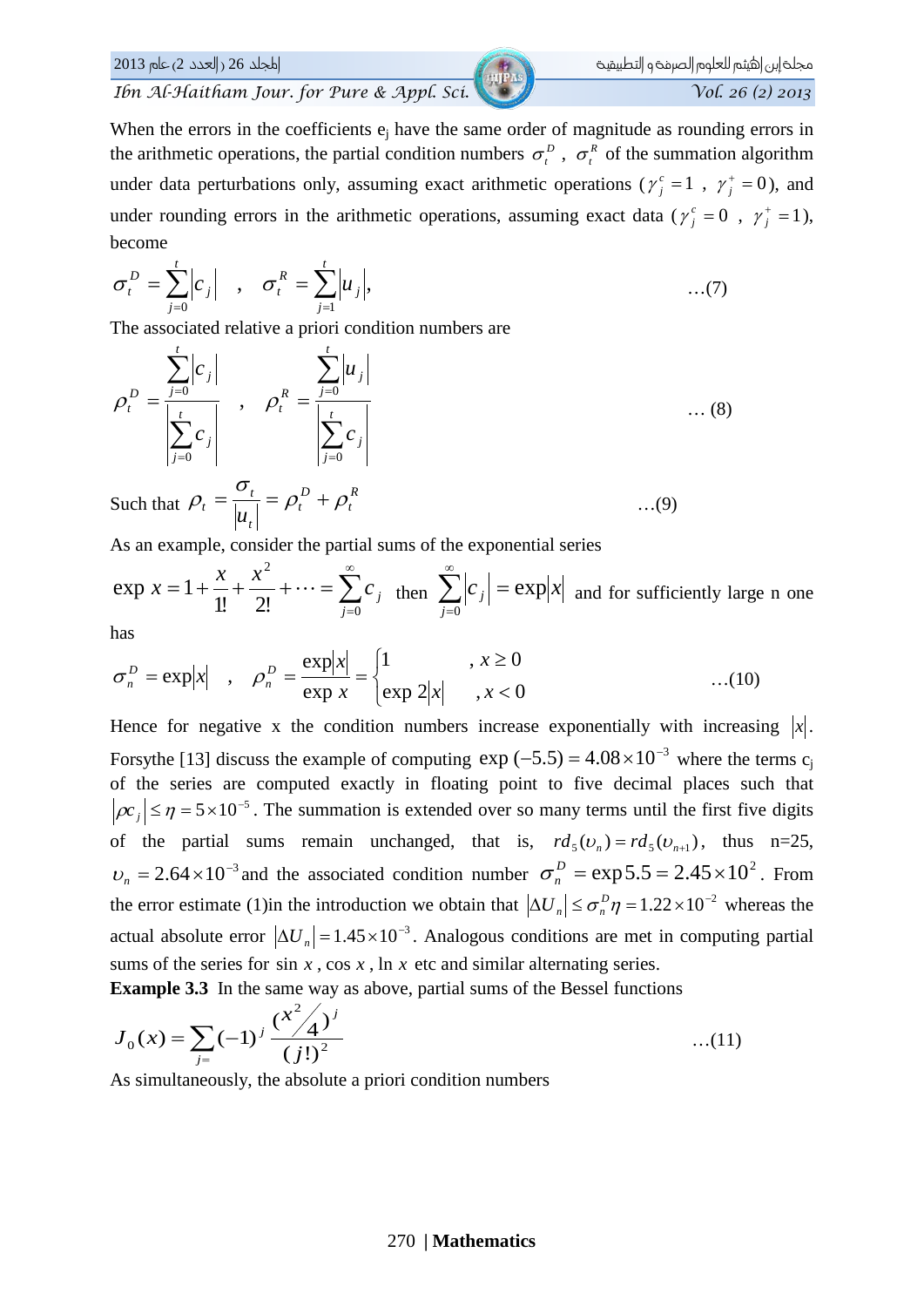When the errors in the coefficients $e_j$ have the same order of magnitude as rounding errors in the arithmetic operations, the partial condition numbers $\sigma_t^D$ , $\sigma_t^R$ of the summation algorithm under data perturbations only, assuming exact arithmetic operations ($\gamma_j^c = 1$ , $\gamma_j^+ = 0$), and under rounding errors in the arithmetic operations, assuming exact data ($\gamma_j^c = 0$ , $\gamma_j^+ = 1$), become

$$\sigma_t^D = \sum_{j=0}^{t} |c_j| \quad , \quad \sigma_t^R = \sum_{j=1}^{t} |u_j|, \qquad \ldots(7)$$

The associated relative a priori condition numbers are

$$\rho_t^D = \frac{\sum_{j=0}^{t} |c_j|}{\left|\sum_{j=0}^{t} c_j\right|} \quad , \quad \rho_t^R = \frac{\sum_{j=0}^{t} |u_j|}{\left|\sum_{j=0}^{t} c_j\right|} \qquad \ldots(8)$$

Such that $\rho_t = \dfrac{\sigma_t}{|u_t|} = \rho_t^D + \rho_t^R$ $\qquad \ldots(9)$

As an example, consider the partial sums of the exponential series

$\exp x = 1 + \dfrac{x}{1!} + \dfrac{x^2}{2!} + \cdots = \sum_{j=0}^{\infty} c_j$ then $\sum_{j=0}^{\infty} |c_j| = \exp|x|$ and for sufficiently large n one has

$$\sigma_n^D = \exp|x| \quad , \quad \rho_n^D = \frac{\exp|x|}{\exp x} = \begin{cases} 1 & , x \ge 0 \\ \exp 2|x| & , x < 0 \end{cases} \qquad \ldots(10)$$

Hence for negative x the condition numbers increase exponentially with increasing $|x|$. Forsythe [13] discuss the example of computing $\exp(-5.5) = 4.08 \times 10^{-3}$ where the terms $c_j$ of the series are computed exactly in floating point to five decimal places such that $|\rho c_j| \le \eta = 5 \times 10^{-5}$. The summation is extended over so many terms until the first five digits of the partial sums remain unchanged, that is, $rd_5(\upsilon_n) = rd_5(\upsilon_{n+1})$, thus n=25, $\upsilon_n = 2.64 \times 10^{-3}$ and the associated condition number $\sigma_n^D = \exp 5.5 = 2.45 \times 10^2$. From the error estimate (1)in the introduction we obtain that $|\Delta U_n| \le \sigma_n^D \eta = 1.22 \times 10^{-2}$ whereas the actual absolute error $|\Delta U_n| = 1.45 \times 10^{-3}$. Analogous conditions are met in computing partial sums of the series for $\sin x$ , $\cos x$ , $\ln x$ etc and similar alternating series.

**Example 3.3** In the same way as above, partial sums of the Bessel functions

$$J_0(x) = \sum_{j=} (-1)^j \frac{(x^2/4)^j}{(j!)^2} \qquad \ldots(11)$$

As simultaneously, the absolute a priori condition numbers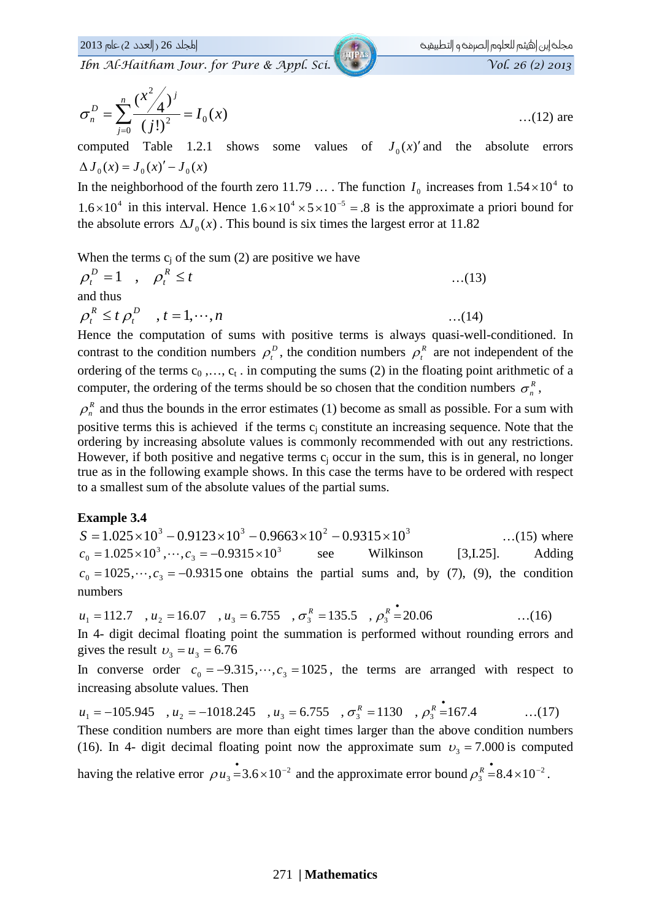$$\sigma_n^D = \sum_{j=0}^{n} \frac{(x^2/4)^j}{(j!)^2} = I_0(x) \qquad \text{...(12)}$$

are computed Table 1.2.1 shows some values of $J_0(x)'$ and the absolute errors $\Delta J_0(x) = J_0(x)' - J_0(x)$

In the neighborhood of the fourth zero 11.79 … . The function $I_0$ increases from $1.54\times10^4$ to $1.6\times10^4$ in this interval. Hence $1.6\times10^4 \times 5\times10^{-5} = .8$ is the approximate a priori bound for the absolute errors $\Delta J_0(x)$. This bound is six times the largest error at 11.82

When the terms $c_j$ of the sum (2) are positive we have

$$\rho_t^D = 1 \quad , \quad \rho_t^R \le t \qquad \text{...(13)}$$

and thus

$$\rho_t^R \le t\,\rho_t^D \quad , t = 1,\cdots,n \qquad \text{...(14)}$$

Hence the computation of sums with positive terms is always quasi-well-conditioned. In contrast to the condition numbers $\rho_t^D$, the condition numbers $\rho_t^R$ are not independent of the ordering of the terms $c_0, \ldots, c_t$ . in computing the sums (2) in the floating point arithmetic of a computer, the ordering of the terms should be so chosen that the condition numbers $\sigma_n^R$, $\rho_n^R$ and thus the bounds in the error estimates (1) become as small as possible. For a sum with positive terms this is achieved if the terms $c_j$ constitute an increasing sequence. Note that the ordering by increasing absolute values is commonly recommended with out any restrictions. However, if both positive and negative terms $c_j$ occur in the sum, this is in general, no longer true as in the following example shows. In this case the terms have to be ordered with respect to a smallest sum of the absolute values of the partial sums.

**Example 3.4**

$$S = 1.025\times10^3 - 0.9123\times10^3 - 0.9663\times10^2 - 0.9315\times10^3 \qquad \text{...(15)}$$

where $c_0 = 1.025\times10^3, \cdots, c_3 = -0.9315\times10^3$ see Wilkinson [3,I.25]. Adding $c_0 = 1025, \cdots, c_3 = -0.9315$ one obtains the partial sums and, by (7), (9), the condition numbers

$$u_1 = 112.7 \quad , u_2 = 16.07 \quad , u_3 = 6.755 \quad , \sigma_3^R = 135.5 \quad , \rho_3^R \doteq 20.06 \qquad \text{...(16)}$$

In 4- digit decimal floating point the summation is performed without rounding errors and gives the result $\upsilon_3 = u_3 = 6.76$

In converse order $c_0 = -9.315, \cdots, c_3 = 1025$, the terms are arranged with respect to increasing absolute values. Then

$$u_1 = -105.945 \quad , u_2 = -1018.245 \quad , u_3 = 6.755 \quad , \sigma_3^R = 1130 \quad , \rho_3^R \doteq 167.4 \qquad \text{...(17)}$$

These condition numbers are more than eight times larger than the above condition numbers (16). In 4- digit decimal floating point now the approximate sum $\upsilon_3 = 7.000$ is computed having the relative error $\rho u_3 \doteq 3.6\times10^{-2}$ and the approximate error bound $\rho_3^R \doteq 8.4\times10^{-2}$.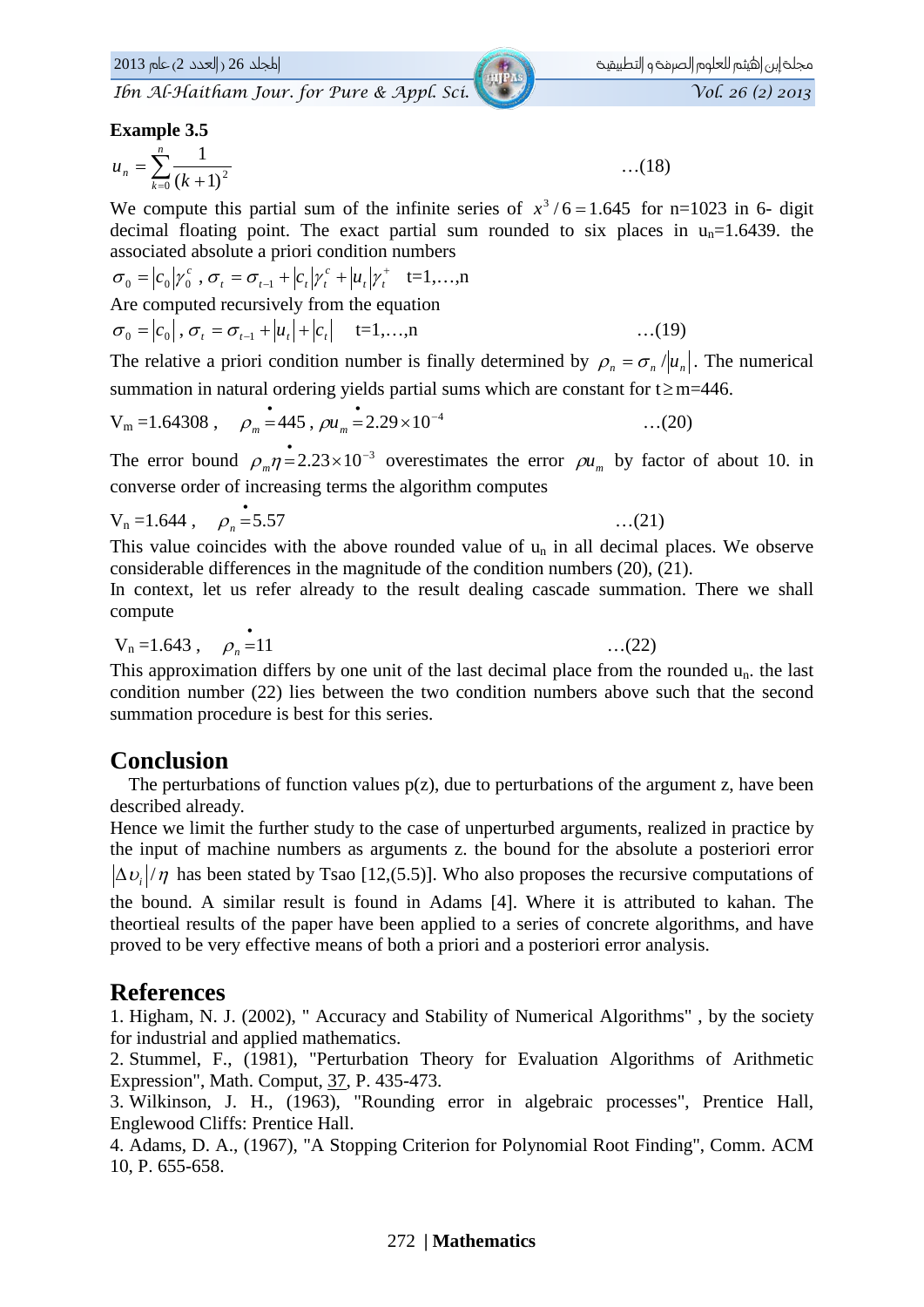**Example 3.5**

$$u_n = \sum_{k=0}^{n} \frac{1}{(k+1)^2} \quad \ldots(18)$$

We compute this partial sum of the infinite series of $x^3/6 = 1.645$ for n=1023 in 6- digit decimal floating point. The exact partial sum rounded to six places in $u_n$=1.6439. the associated absolute a priori condition numbers

$\sigma_0 = |c_0|\gamma_0^c$ , $\sigma_t = \sigma_{t-1} + |c_t|\gamma_t^c + |u_t|\gamma_t^+$ t=1,…,n

Are computed recursively from the equation

$$\sigma_0 = |c_0| , \; \sigma_t = \sigma_{t-1} + |u_t| + |c_t| \quad \text{t=1,…,n} \quad \ldots(19)$$

The relative a priori condition number is finally determined by $\rho_n = \sigma_n / |u_n|$. The numerical summation in natural ordering yields partial sums which are constant for t≥m=446.

$$V_m = 1.64308 , \quad \rho_m \dot{=} 445 , \; \rho u_m \dot{=} 2.29 \times 10^{-4} \quad \ldots(20)$$

The error bound $\rho_m \eta \dot{=} 2.23 \times 10^{-3}$ overestimates the error $\rho u_m$ by factor of about 10. in converse order of increasing terms the algorithm computes

$$V_n = 1.644 , \quad \rho_n \dot{=} 5.57 \quad \ldots(21)$$

This value coincides with the above rounded value of $u_n$ in all decimal places. We observe considerable differences in the magnitude of the condition numbers (20), (21).

In context, let us refer already to the result dealing cascade summation. There we shall compute

$$V_n = 1.643 , \quad \rho_n \dot{=} 11 \quad \ldots(22)$$

This approximation differs by one unit of the last decimal place from the rounded $u_n$. the last condition number (22) lies between the two condition numbers above such that the second summation procedure is best for this series.

## Conclusion

The perturbations of function values p(z), due to perturbations of the argument z, have been described already.

Hence we limit the further study to the case of unperturbed arguments, realized in practice by the input of machine numbers as arguments z. the bound for the absolute a posteriori error $|\Delta \upsilon_i|/\eta$ has been stated by Tsao [12,(5.5)]. Who also proposes the recursive computations of the bound. A similar result is found in Adams [4]. Where it is attributed to kahan. The theortieal results of the paper have been applied to a series of concrete algorithms, and have proved to be very effective means of both a priori and a posteriori error analysis.

## References

1. Higham, N. J. (2002), " Accuracy and Stability of Numerical Algorithms" , by the society for industrial and applied mathematics.
2. Stummel, F., (1981), "Perturbation Theory for Evaluation Algorithms of Arithmetic Expression", Math. Comput, 37, P. 435-473.
3. Wilkinson, J. H., (1963), "Rounding error in algebraic processes", Prentice Hall, Englewood Cliffs: Prentice Hall.
4. Adams, D. A., (1967), "A Stopping Criterion for Polynomial Root Finding", Comm. ACM 10, P. 655-658.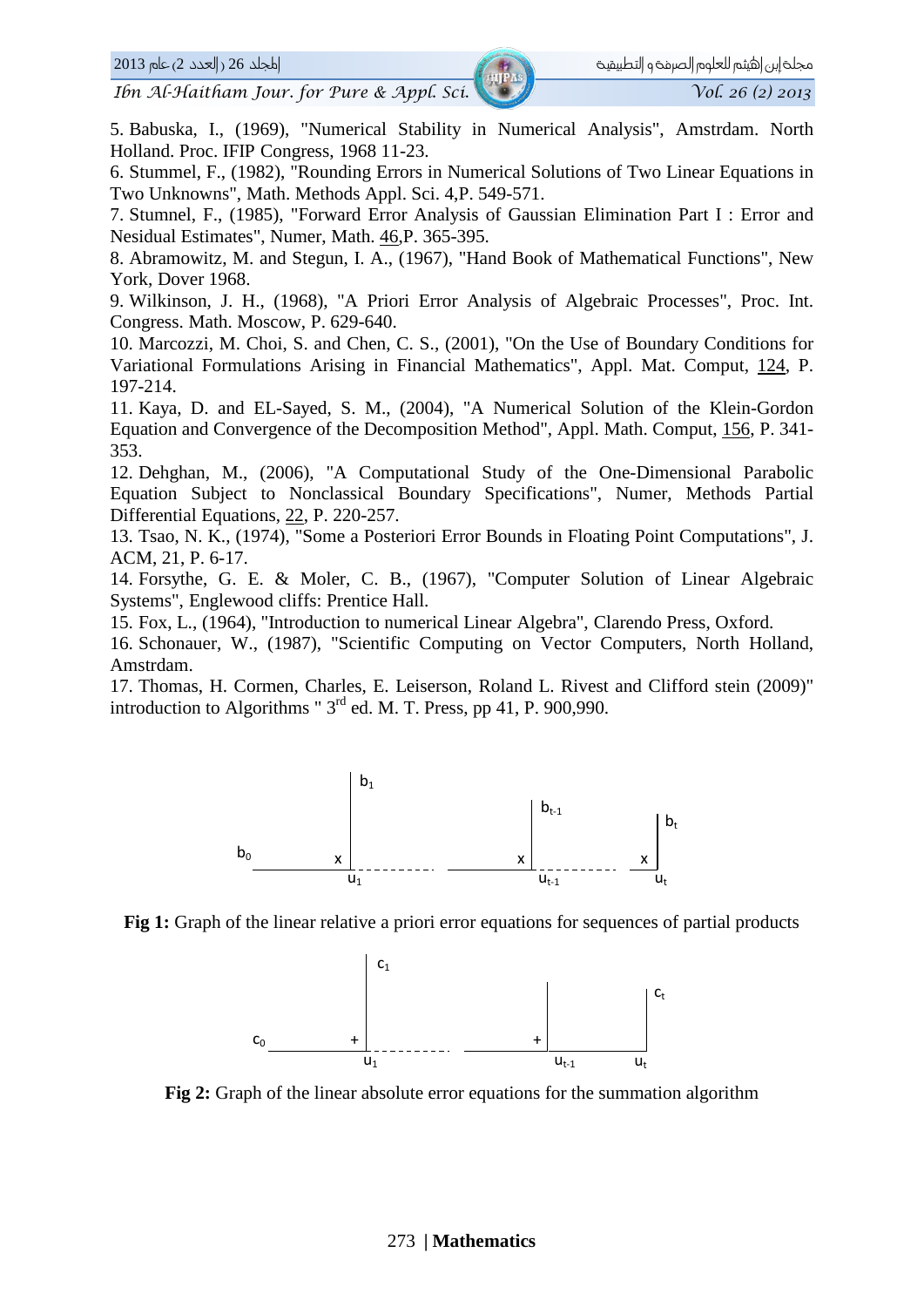5. Babuska, I., (1969), "Numerical Stability in Numerical Analysis", Amstrdam. North Holland. Proc. IFIP Congress, 1968 11-23.

6. Stummel, F., (1982), "Rounding Errors in Numerical Solutions of Two Linear Equations in Two Unknowns", Math. Methods Appl. Sci. 4,P. 549-571.

7. Stumnel, F., (1985), "Forward Error Analysis of Gaussian Elimination Part I : Error and Nesidual Estimates", Numer, Math. 46,P. 365-395.

8. Abramowitz, M. and Stegun, I. A., (1967), "Hand Book of Mathematical Functions", New York, Dover 1968.

9. Wilkinson, J. H., (1968), "A Priori Error Analysis of Algebraic Processes", Proc. Int. Congress. Math. Moscow, P. 629-640.

10. Marcozzi, M. Choi, S. and Chen, C. S., (2001), "On the Use of Boundary Conditions for Variational Formulations Arising in Financial Mathematics", Appl. Mat. Comput, 124, P. 197-214.

11. Kaya, D. and EL-Sayed, S. M., (2004), "A Numerical Solution of the Klein-Gordon Equation and Convergence of the Decomposition Method", Appl. Math. Comput, 156, P. 341-353.

12. Dehghan, M., (2006), "A Computational Study of the One-Dimensional Parabolic Equation Subject to Nonclassical Boundary Specifications", Numer, Methods Partial Differential Equations, 22, P. 220-257.

13. Tsao, N. K., (1974), "Some a Posteriori Error Bounds in Floating Point Computations", J. ACM, 21, P. 6-17.

14. Forsythe, G. E. & Moler, C. B., (1967), "Computer Solution of Linear Algebraic Systems", Englewood cliffs: Prentice Hall.

15. Fox, L., (1964), "Introduction to numerical Linear Algebra", Clarendo Press, Oxford.

16. Schonauer, W., (1987), "Scientific Computing on Vector Computers, North Holland, Amstrdam.

17. Thomas, H. Cormen, Charles, E. Leiserson, Roland L. Rivest and Clifford stein (2009)" introduction to Algorithms " 3rd ed. M. T. Press, pp 41, P. 900,990.

$b_0$, $b_1$, $b_{t-1}$, $b_t$, $u_1$, $u_{t-1}$, $u_t$

**Fig 1:** Graph of the linear relative a priori error equations for sequences of partial products

$c_0$, $c_1$, $c_t$, $u_1$, $u_{t-1}$, $u_t$

**Fig 2:** Graph of the linear absolute error equations for the summation algorithm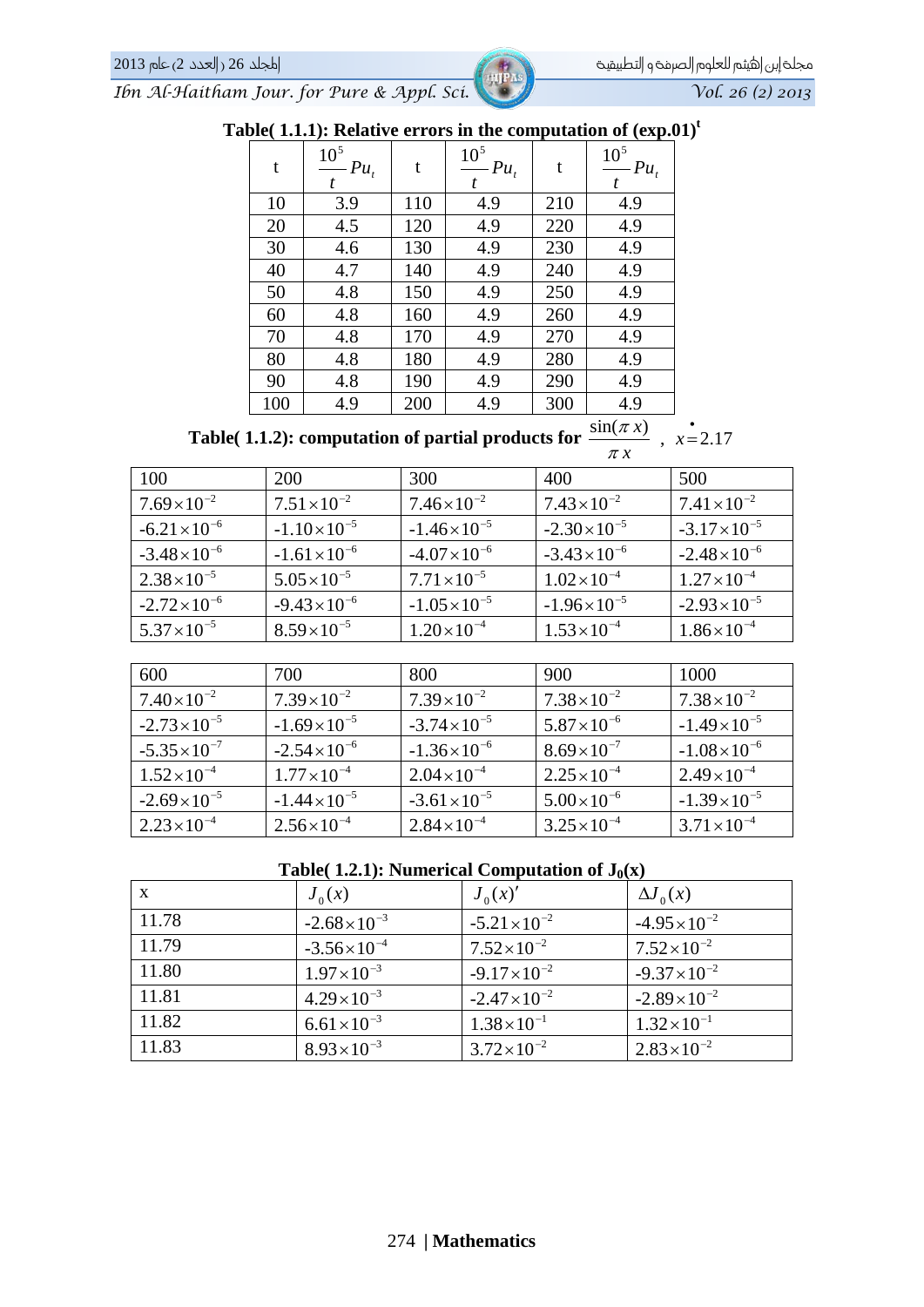**Table( 1.1.1): Relative errors in the computation of (exp.01)$^t$**

| t | $\frac{10^5}{t} Pu_t$ | t | $\frac{10^5}{t} Pu_t$ | t | $\frac{10^5}{t} Pu_t$ |
|---|---|---|---|---|---|
| 10 | 3.9 | 110 | 4.9 | 210 | 4.9 |
| 20 | 4.5 | 120 | 4.9 | 220 | 4.9 |
| 30 | 4.6 | 130 | 4.9 | 230 | 4.9 |
| 40 | 4.7 | 140 | 4.9 | 240 | 4.9 |
| 50 | 4.8 | 150 | 4.9 | 250 | 4.9 |
| 60 | 4.8 | 160 | 4.9 | 260 | 4.9 |
| 70 | 4.8 | 170 | 4.9 | 270 | 4.9 |
| 80 | 4.8 | 180 | 4.9 | 280 | 4.9 |
| 90 | 4.8 | 190 | 4.9 | 290 | 4.9 |
| 100 | 4.9 | 200 | 4.9 | 300 | 4.9 |

**Table( 1.1.2): computation of partial products for $\frac{\sin(\pi x)}{\pi x}$ , $x \doteq 2.17$**

| 100 | 200 | 300 | 400 | 500 |
|---|---|---|---|---|
| $7.69\times10^{-2}$ | $7.51\times10^{-2}$ | $7.46\times10^{-2}$ | $7.43\times10^{-2}$ | $7.41\times10^{-2}$ |
| $-6.21\times10^{-6}$ | $-1.10\times10^{-5}$ | $-1.46\times10^{-5}$ | $-2.30\times10^{-5}$ | $-3.17\times10^{-5}$ |
| $-3.48\times10^{-6}$ | $-1.61\times10^{-6}$ | $-4.07\times10^{-6}$ | $-3.43\times10^{-6}$ | $-2.48\times10^{-6}$ |
| $2.38\times10^{-5}$ | $5.05\times10^{-5}$ | $7.71\times10^{-5}$ | $1.02\times10^{-4}$ | $1.27\times10^{-4}$ |
| $-2.72\times10^{-6}$ | $-9.43\times10^{-6}$ | $-1.05\times10^{-5}$ | $-1.96\times10^{-5}$ | $-2.93\times10^{-5}$ |
| $5.37\times10^{-5}$ | $8.59\times10^{-5}$ | $1.20\times10^{-4}$ | $1.53\times10^{-4}$ | $1.86\times10^{-4}$ |

| 600 | 700 | 800 | 900 | 1000 |
|---|---|---|---|---|
| $7.40\times10^{-2}$ | $7.39\times10^{-2}$ | $7.39\times10^{-2}$ | $7.38\times10^{-2}$ | $7.38\times10^{-2}$ |
| $-2.73\times10^{-5}$ | $-1.69\times10^{-5}$ | $-3.74\times10^{-5}$ | $5.87\times10^{-6}$ | $-1.49\times10^{-5}$ |
| $-5.35\times10^{-7}$ | $-2.54\times10^{-6}$ | $-1.36\times10^{-6}$ | $8.69\times10^{-7}$ | $-1.08\times10^{-6}$ |
| $1.52\times10^{-4}$ | $1.77\times10^{-4}$ | $2.04\times10^{-4}$ | $2.25\times10^{-4}$ | $2.49\times10^{-4}$ |
| $-2.69\times10^{-5}$ | $-1.44\times10^{-5}$ | $-3.61\times10^{-5}$ | $5.00\times10^{-6}$ | $-1.39\times10^{-5}$ |
| $2.23\times10^{-4}$ | $2.56\times10^{-4}$ | $2.84\times10^{-4}$ | $3.25\times10^{-4}$ | $3.71\times10^{-4}$ |

**Table( 1.2.1): Numerical Computation of $J_0(x)$**

| x | $J_0(x)$ | $J_0(x)'$ | $\Delta J_0(x)$ |
|---|---|---|---|
| 11.78 | $-2.68\times10^{-3}$ | $-5.21\times10^{-2}$ | $-4.95\times10^{-2}$ |
| 11.79 | $-3.56\times10^{-4}$ | $7.52\times10^{-2}$ | $7.52\times10^{-2}$ |
| 11.80 | $1.97\times10^{-3}$ | $-9.17\times10^{-2}$ | $-9.37\times10^{-2}$ |
| 11.81 | $4.29\times10^{-3}$ | $-2.47\times10^{-2}$ | $-2.89\times10^{-2}$ |
| 11.82 | $6.61\times10^{-3}$ | $1.38\times10^{-1}$ | $1.32\times10^{-1}$ |
| 11.83 | $8.93\times10^{-3}$ | $3.72\times10^{-2}$ | $2.83\times10^{-2}$ |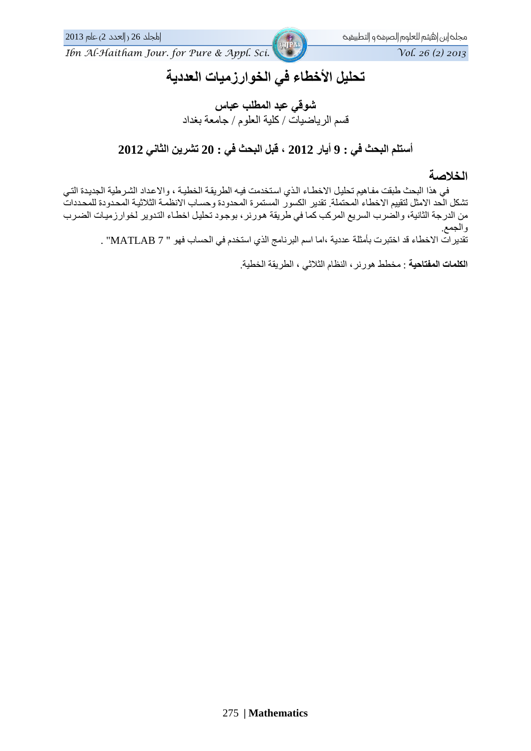# تحليل الأخطاء في الخوارزميات العددية

**شوقي عبد المطلب عباس**

قسم الرياضيات / كلية العلوم / جامعة بغداد

**أستلم البحث في : 9 أيار 2012 ، قبل البحث في : 20 تشرين الثاني 2012**

## الخلاصة

في هذا البحث طبقت مفاهيم تحليل الاخطاء الذي استخدمت فيه الطريقة الخطية ، والاعداد الشرطية الجديدة التي تشكل الحد الامثل لتقييم الاخطاء المحتملة. تقدير الكسور المستمرة المحدودة وحساب الانظمة الثلاثية المحدودة للمحددات من الدرجة الثانية، والضرب السريع المركب كما في طريقة هورنر، بوجود تحليل اخطاء التدوير لخوارزميات الضرب والجمع.

تقديرات الاخطاء قد اختبرت بأمثلة عددية ،اما اسم البرنامج الذي استخدم في الحساب فهو " MATLAB 7" .

**الكلمات المفتاحية** : مخطط هورنر، النظام الثلاثي ، الطريقة الخطية.